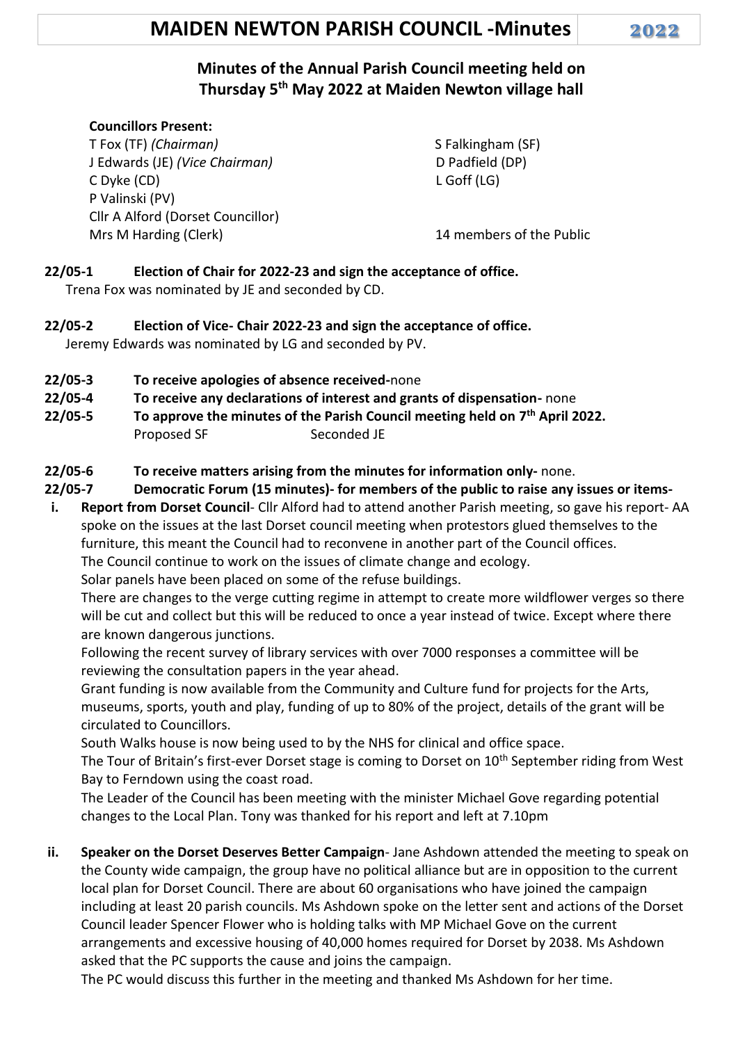# MAIDEN NEWTON PARISH COUNCIL -Minutes 2022

## Minutes of the Annual Parish Council meeting held on Thursday 5th May 2022 at Maiden Newton village hall

**Councillors Present:**

T Fox (TF) *(Chairman)*
J Edwards (JE) *(Vice Chairman)*
C Dyke (CD)
P Valinski (PV)
S Falkingham (SF)
D Padfield (DP)
L Goff (LG)
Cllr A Alford (Dorset Councillor)
Mrs M Harding (Clerk)
14 members of the Public

**22/05-1 Election of Chair for 2022-23 and sign the acceptance of office.**
Trena Fox was nominated by JE and seconded by CD.

**22/05-2 Election of Vice- Chair 2022-23 and sign the acceptance of office.**
Jeremy Edwards was nominated by LG and seconded by PV.

**22/05-3 To receive apologies of absence received-**none

**22/05-4 To receive any declarations of interest and grants of dispensation-** none

**22/05-5 To approve the minutes of the Parish Council meeting held on 7th April 2022.**
Proposed SF Seconded JE

**22/05-6 To receive matters arising from the minutes for information only-** none.

**22/05-7 Democratic Forum (15 minutes)- for members of the public to raise any issues or items-**

i. **Report from Dorset Council**- Cllr Alford had to attend another Parish meeting, so gave his report- AA spoke on the issues at the last Dorset council meeting when protestors glued themselves to the furniture, this meant the Council had to reconvene in another part of the Council offices.
The Council continue to work on the issues of climate change and ecology.
Solar panels have been placed on some of the refuse buildings.
There are changes to the verge cutting regime in attempt to create more wildflower verges so there will be cut and collect but this will be reduced to once a year instead of twice. Except where there are known dangerous junctions.
Following the recent survey of library services with over 7000 responses a committee will be reviewing the consultation papers in the year ahead.
Grant funding is now available from the Community and Culture fund for projects for the Arts, museums, sports, youth and play, funding of up to 80% of the project, details of the grant will be circulated to Councillors.
South Walks house is now being used to by the NHS for clinical and office space.
The Tour of Britain's first-ever Dorset stage is coming to Dorset on 10th September riding from West Bay to Ferndown using the coast road.
The Leader of the Council has been meeting with the minister Michael Gove regarding potential changes to the Local Plan. Tony was thanked for his report and left at 7.10pm

ii. **Speaker on the Dorset Deserves Better Campaign**- Jane Ashdown attended the meeting to speak on the County wide campaign, the group have no political alliance but are in opposition to the current local plan for Dorset Council. There are about 60 organisations who have joined the campaign including at least 20 parish councils. Ms Ashdown spoke on the letter sent and actions of the Dorset Council leader Spencer Flower who is holding talks with MP Michael Gove on the current arrangements and excessive housing of 40,000 homes required for Dorset by 2038. Ms Ashdown asked that the PC supports the cause and joins the campaign.
The PC would discuss this further in the meeting and thanked Ms Ashdown for her time.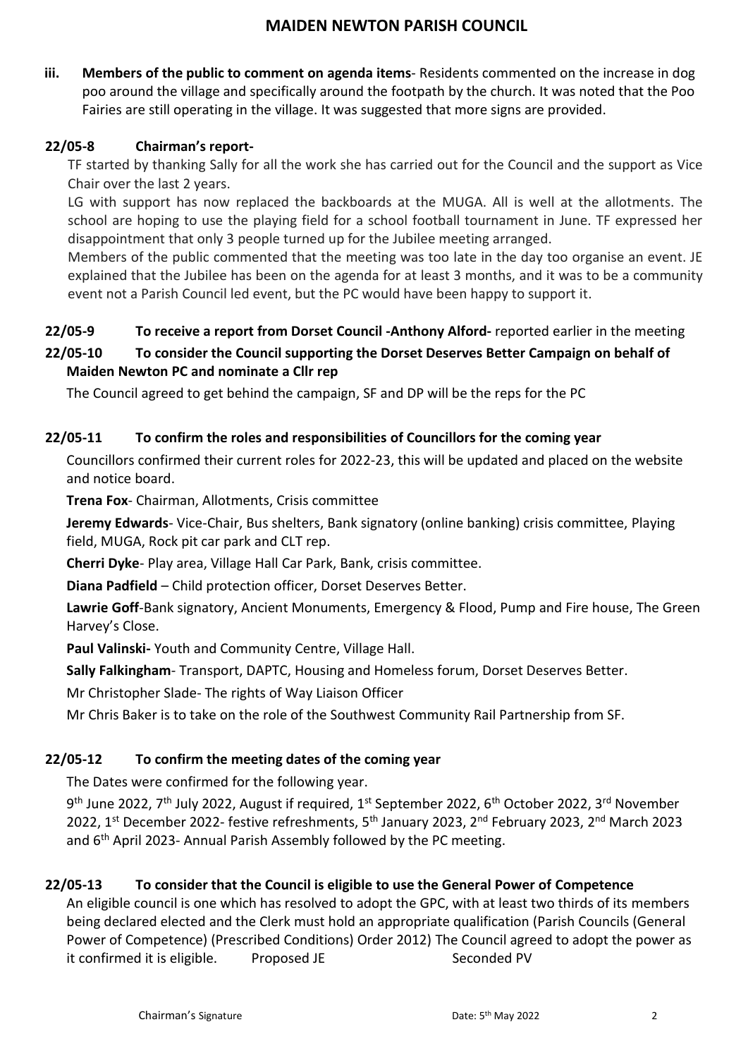**iii. Members of the public to comment on agenda items**- Residents commented on the increase in dog poo around the village and specifically around the footpath by the church. It was noted that the Poo Fairies are still operating in the village. It was suggested that more signs are provided.

### 22/05-8 Chairman's report-

TF started by thanking Sally for all the work she has carried out for the Council and the support as Vice Chair over the last 2 years.

LG with support has now replaced the backboards at the MUGA. All is well at the allotments. The school are hoping to use the playing field for a school football tournament in June. TF expressed her disappointment that only 3 people turned up for the Jubilee meeting arranged.

Members of the public commented that the meeting was too late in the day too organise an event. JE explained that the Jubilee has been on the agenda for at least 3 months, and it was to be a community event not a Parish Council led event, but the PC would have been happy to support it.

### 22/05-9 To receive a report from Dorset Council -Anthony Alford- reported earlier in the meeting

### 22/05-10 To consider the Council supporting the Dorset Deserves Better Campaign on behalf of Maiden Newton PC and nominate a Cllr rep

The Council agreed to get behind the campaign, SF and DP will be the reps for the PC

### 22/05-11 To confirm the roles and responsibilities of Councillors for the coming year

Councillors confirmed their current roles for 2022-23, this will be updated and placed on the website and notice board.

**Trena Fox**- Chairman, Allotments, Crisis committee

**Jeremy Edwards**- Vice-Chair, Bus shelters, Bank signatory (online banking) crisis committee, Playing field, MUGA, Rock pit car park and CLT rep.

**Cherri Dyke**- Play area, Village Hall Car Park, Bank, crisis committee.

**Diana Padfield** – Child protection officer, Dorset Deserves Better.

**Lawrie Goff**-Bank signatory, Ancient Monuments, Emergency & Flood, Pump and Fire house, The Green Harvey's Close.

**Paul Valinski-** Youth and Community Centre, Village Hall.

**Sally Falkingham**- Transport, DAPTC, Housing and Homeless forum, Dorset Deserves Better.

Mr Christopher Slade- The rights of Way Liaison Officer

Mr Chris Baker is to take on the role of the Southwest Community Rail Partnership from SF.

### 22/05-12 To confirm the meeting dates of the coming year

The Dates were confirmed for the following year.

9th June 2022, 7th July 2022, August if required, 1st September 2022, 6th October 2022, 3rd November 2022, 1st December 2022- festive refreshments, 5th January 2023, 2nd February 2023, 2nd March 2023 and 6th April 2023- Annual Parish Assembly followed by the PC meeting.

### 22/05-13 To consider that the Council is eligible to use the General Power of Competence

An eligible council is one which has resolved to adopt the GPC, with at least two thirds of its members being declared elected and the Clerk must hold an appropriate qualification (Parish Councils (General Power of Competence) (Prescribed Conditions) Order 2012) The Council agreed to adopt the power as it confirmed it is eligible. Proposed JE Seconded PV

Chairman's Signature Date: 5th May 2022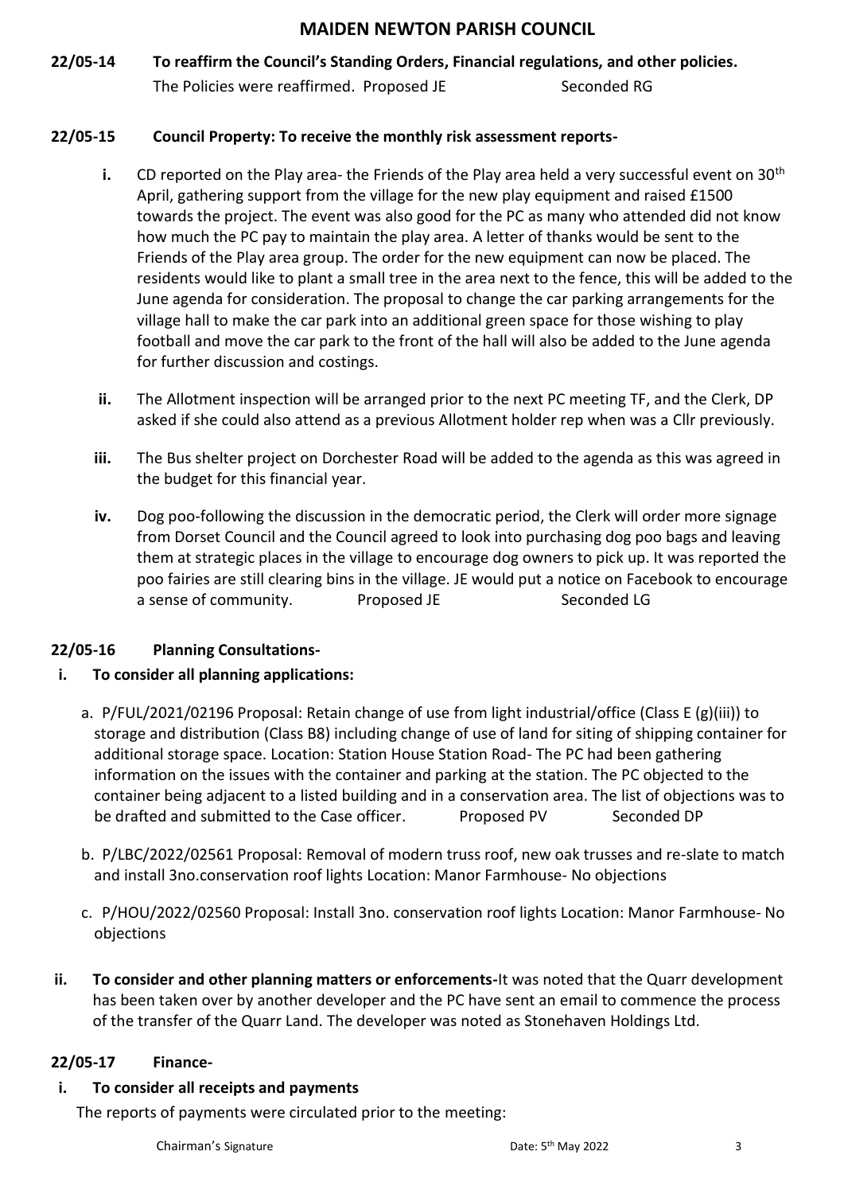**22/05-14 To reaffirm the Council's Standing Orders, Financial regulations, and other policies.**

The Policies were reaffirmed. Proposed JE Seconded RG

**22/05-15 Council Property: To receive the monthly risk assessment reports-**

- **i.** CD reported on the Play area- the Friends of the Play area held a very successful event on 30th April, gathering support from the village for the new play equipment and raised £1500 towards the project. The event was also good for the PC as many who attended did not know how much the PC pay to maintain the play area. A letter of thanks would be sent to the Friends of the Play area group. The order for the new equipment can now be placed. The residents would like to plant a small tree in the area next to the fence, this will be added to the June agenda for consideration. The proposal to change the car parking arrangements for the village hall to make the car park into an additional green space for those wishing to play football and move the car park to the front of the hall will also be added to the June agenda for further discussion and costings.
- **ii.** The Allotment inspection will be arranged prior to the next PC meeting TF, and the Clerk, DP asked if she could also attend as a previous Allotment holder rep when was a Cllr previously.
- **iii.** The Bus shelter project on Dorchester Road will be added to the agenda as this was agreed in the budget for this financial year.
- **iv.** Dog poo-following the discussion in the democratic period, the Clerk will order more signage from Dorset Council and the Council agreed to look into purchasing dog poo bags and leaving them at strategic places in the village to encourage dog owners to pick up. It was reported the poo fairies are still clearing bins in the village. JE would put a notice on Facebook to encourage a sense of community. Proposed JE Seconded LG

**22/05-16 Planning Consultations-**

**i. To consider all planning applications:**

a. P/FUL/2021/02196 Proposal: Retain change of use from light industrial/office (Class E (g)(iii)) to storage and distribution (Class B8) including change of use of land for siting of shipping container for additional storage space. Location: Station House Station Road- The PC had been gathering information on the issues with the container and parking at the station. The PC objected to the container being adjacent to a listed building and in a conservation area. The list of objections was to be drafted and submitted to the Case officer. Proposed PV Seconded DP

b. P/LBC/2022/02561 Proposal: Removal of modern truss roof, new oak trusses and re-slate to match and install 3no.conservation roof lights Location: Manor Farmhouse- No objections

c. P/HOU/2022/02560 Proposal: Install 3no. conservation roof lights Location: Manor Farmhouse- No objections

**ii. To consider and other planning matters or enforcements-**It was noted that the Quarr development has been taken over by another developer and the PC have sent an email to commence the process of the transfer of the Quarr Land. The developer was noted as Stonehaven Holdings Ltd.

**22/05-17 Finance-**

**i. To consider all receipts and payments**

The reports of payments were circulated prior to the meeting: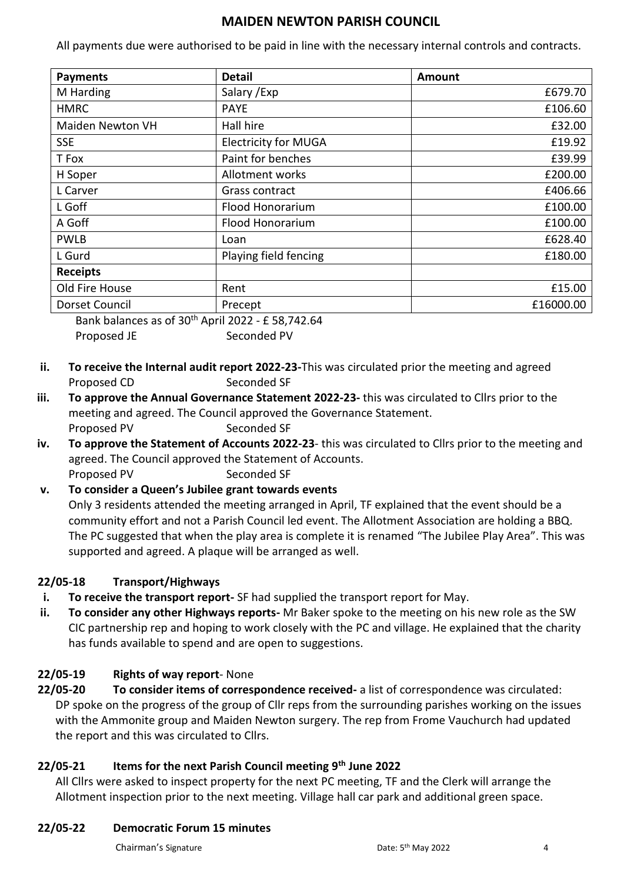# MAIDEN NEWTON PARISH COUNCIL

All payments due were authorised to be paid in line with the necessary internal controls and contracts.

| Payments | Detail | Amount |
|---|---|---|
| M Harding | Salary /Exp | £679.70 |
| HMRC | PAYE | £106.60 |
| Maiden Newton VH | Hall hire | £32.00 |
| SSE | Electricity for MUGA | £19.92 |
| T Fox | Paint for benches | £39.99 |
| H Soper | Allotment works | £200.00 |
| L Carver | Grass contract | £406.66 |
| L Goff | Flood Honorarium | £100.00 |
| A Goff | Flood Honorarium | £100.00 |
| PWLB | Loan | £628.40 |
| L Gurd | Playing field fencing | £180.00 |
| **Receipts** | | |
| Old Fire House | Rent | £15.00 |
| Dorset Council | Precept | £16000.00 |

Bank balances as of 30th April 2022 - £ 58,742.64

Proposed JE Seconded PV

ii. **To receive the Internal audit report 2022-23-** This was circulated prior the meeting and agreed
Proposed CD Seconded SF

iii. **To approve the Annual Governance Statement 2022-23-** this was circulated to Cllrs prior to the meeting and agreed. The Council approved the Governance Statement.
Proposed PV Seconded SF

iv. **To approve the Statement of Accounts 2022-23**- this was circulated to Cllrs prior to the meeting and agreed. The Council approved the Statement of Accounts.
Proposed PV Seconded SF

v. **To consider a Queen's Jubilee grant towards events**
Only 3 residents attended the meeting arranged in April, TF explained that the event should be a community effort and not a Parish Council led event. The Allotment Association are holding a BBQ. The PC suggested that when the play area is complete it is renamed "The Jubilee Play Area". This was supported and agreed. A plaque will be arranged as well.

## 22/05-18 Transport/Highways

i. **To receive the transport report-** SF had supplied the transport report for May.

ii. **To consider any other Highways reports-** Mr Baker spoke to the meeting on his new role as the SW CIC partnership rep and hoping to work closely with the PC and village. He explained that the charity has funds available to spend and are open to suggestions.

## 22/05-19 Rights of way report- None

## 22/05-20 To consider items of correspondence received- a list of correspondence was circulated:

DP spoke on the progress of the group of Cllr reps from the surrounding parishes working on the issues with the Ammonite group and Maiden Newton surgery. The rep from Frome Vauchurch had updated the report and this was circulated to Cllrs.

## 22/05-21 Items for the next Parish Council meeting 9th June 2022

All Cllrs were asked to inspect property for the next PC meeting, TF and the Clerk will arrange the Allotment inspection prior to the next meeting. Village hall car park and additional green space.

## 22/05-22 Democratic Forum 15 minutes

Chairman's Signature Date: 5th May 2022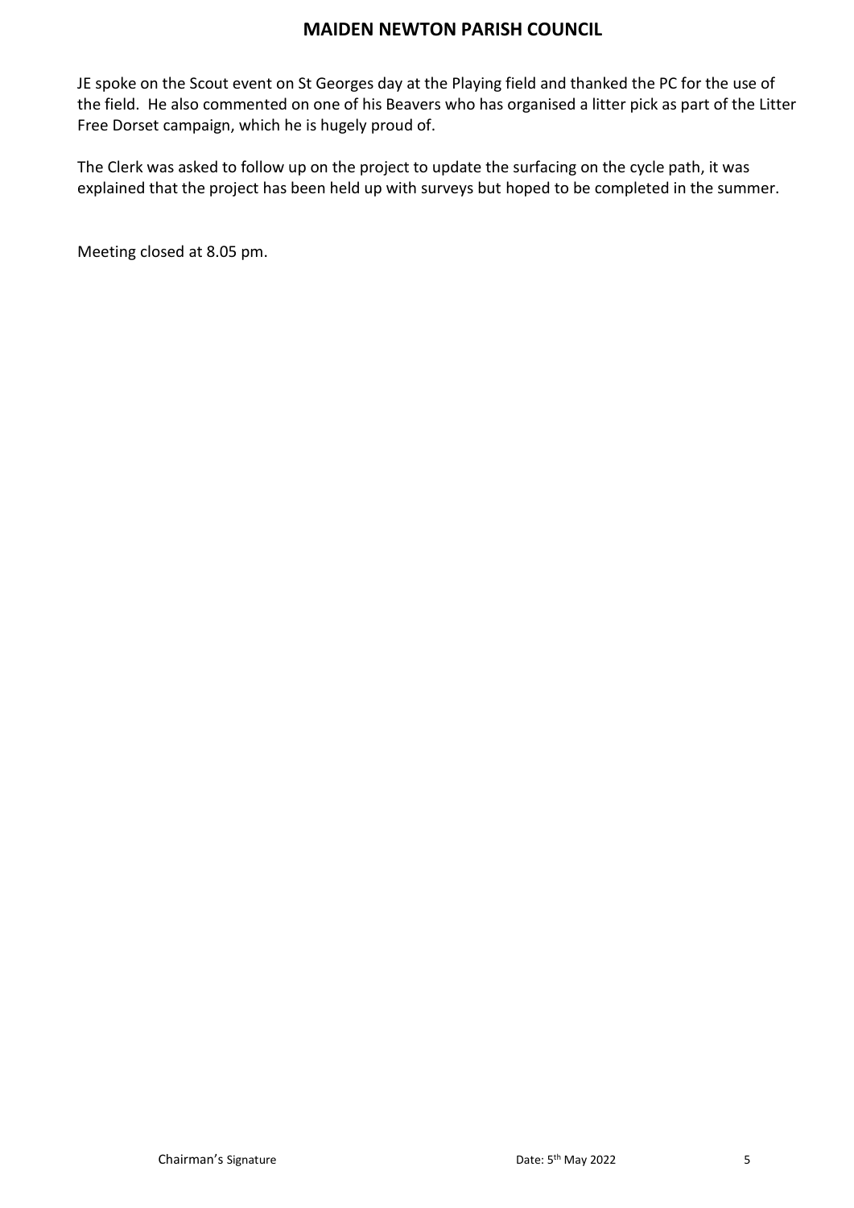JE spoke on the Scout event on St Georges day at the Playing field and thanked the PC for the use of the field. He also commented on one of his Beavers who has organised a litter pick as part of the Litter Free Dorset campaign, which he is hugely proud of.

The Clerk was asked to follow up on the project to update the surfacing on the cycle path, it was explained that the project has been held up with surveys but hoped to be completed in the summer.

Meeting closed at 8.05 pm.

Chairman's Signature

Date: 5th May 2022